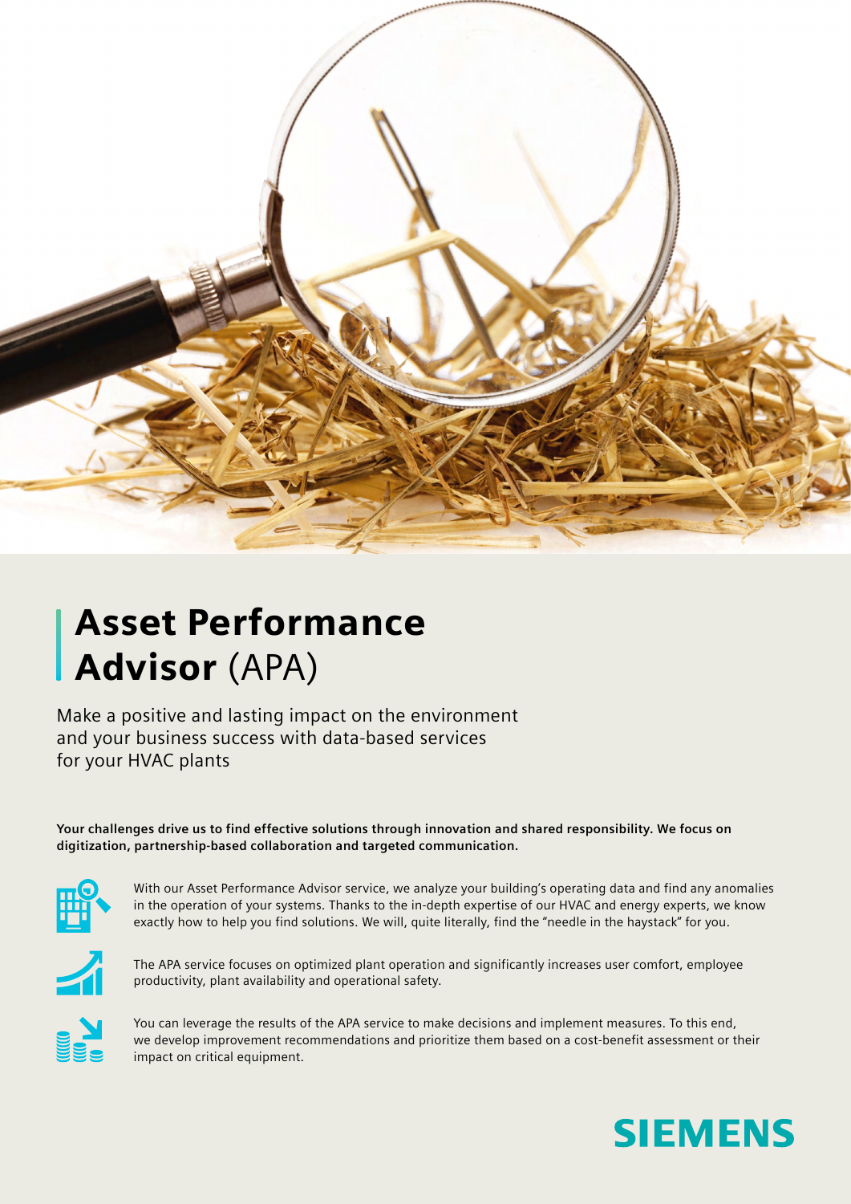# **Asset Performance Advisor** (APA)

Make a positive and lasting impact on the environment and your business success with data-based services for your HVAC plants

**Your challenges drive us to find effective solutions through innovation and shared responsibility. We focus on digitization, partnership-based collaboration and targeted communication.**

With our Asset Performance Advisor service, we analyze your building's operating data and find any anomalies in the operation of your systems. Thanks to the in-depth expertise of our HVAC and energy experts, we know exactly how to help you find solutions. We will, quite literally, find the "needle in the haystack" for you.

The APA service focuses on optimized plant operation and significantly increases user comfort, employee productivity, plant availability and operational safety.

You can leverage the results of the APA service to make decisions and implement measures. To this end, we develop improvement recommendations and prioritize them based on a cost-benefit assessment or their impact on critical equipment.

SIEMENS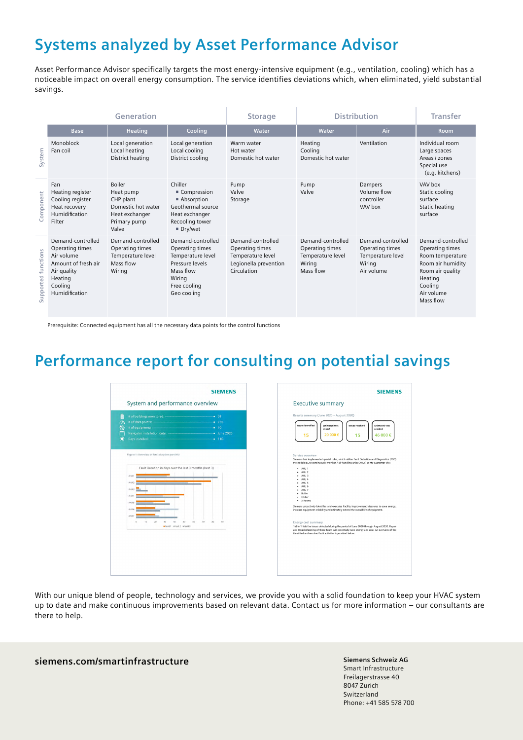# Systems analyzed by Asset Performance Advisor

Asset Performance Advisor specifically targets the most energy-intensive equipment (e.g., ventilation, cooling) which has a noticeable impact on overall energy consumption. The service identifies deviations which, when eliminated, yield substantial savings.

| | Generation | | | Storage | Distribution | | Transfer |
|---|---|---|---|---|---|---|---|
| | Base | Heating | Cooling | Water | Water | Air | Room |
| System | Monoblock<br>Fan coil | Local generation<br>Local heating<br>District heating | Local generation<br>Local cooling<br>District cooling | Warm water<br>Hot water<br>Domestic hot water | Heating<br>Cooling<br>Domestic hot water | Ventilation | Individual room<br>Large spaces<br>Areas / zones<br>Special use (e.g. kitchens) |
| Component | Fan<br>Heating register<br>Cooling register<br>Heat recovery<br>Humidification<br>Filter | Boiler<br>Heat pump<br>CHP plant<br>Domestic hot water<br>Heat exchanger<br>Primary pump<br>Valve | Chiller<br>▪ Compression<br>▪ Absorption<br>Geothermal source<br>Heat exchanger<br>Recooling tower<br>▪ Dry/wet | Pump<br>Valve<br>Storage | Pump<br>Valve | Dampers<br>Volume flow controller<br>VAV box | VAV box<br>Static cooling surface<br>Static heating surface |
| Supported functions | Demand-controlled<br>Operating times<br>Air volume<br>Amount of fresh air<br>Air quality<br>Heating<br>Cooling<br>Humidification | Demand-controlled<br>Operating times<br>Temperature level<br>Mass flow<br>Wiring | Demand-controlled<br>Operating times<br>Temperature level<br>Pressure levels<br>Mass flow<br>Wiring<br>Free cooling<br>Geo cooling | Demand-controlled<br>Operating times<br>Temperature level<br>Legionella prevention<br>Circulation | Demand-controlled<br>Operating times<br>Temperature level<br>Wiring<br>Mass flow | Demand-controlled<br>Operating times<br>Temperature level<br>Wiring<br>Air volume | Demand-controlled<br>Operating times<br>Room temperature<br>Room air humidity<br>Room air quality<br>Heating<br>Cooling<br>Air volume<br>Mass flow |

Prerequisite: Connected equipment has all the necessary data points for the control functions

# Performance report for consulting on potential savings

SIEMENS

System and performance overview

SIEMENS

Executive summary

With our unique blend of people, technology and services, we provide you with a solid foundation to keep your HVAC system up to date and make continuous improvements based on relevant data. Contact us for more information – our consultants are there to help.

**siemens.com/smartinfrastructure**

**Siemens Schweiz AG**
Smart Infrastructure
Freilagerstrasse 40
8047 Zurich
Switzerland
Phone: +41 585 578 700